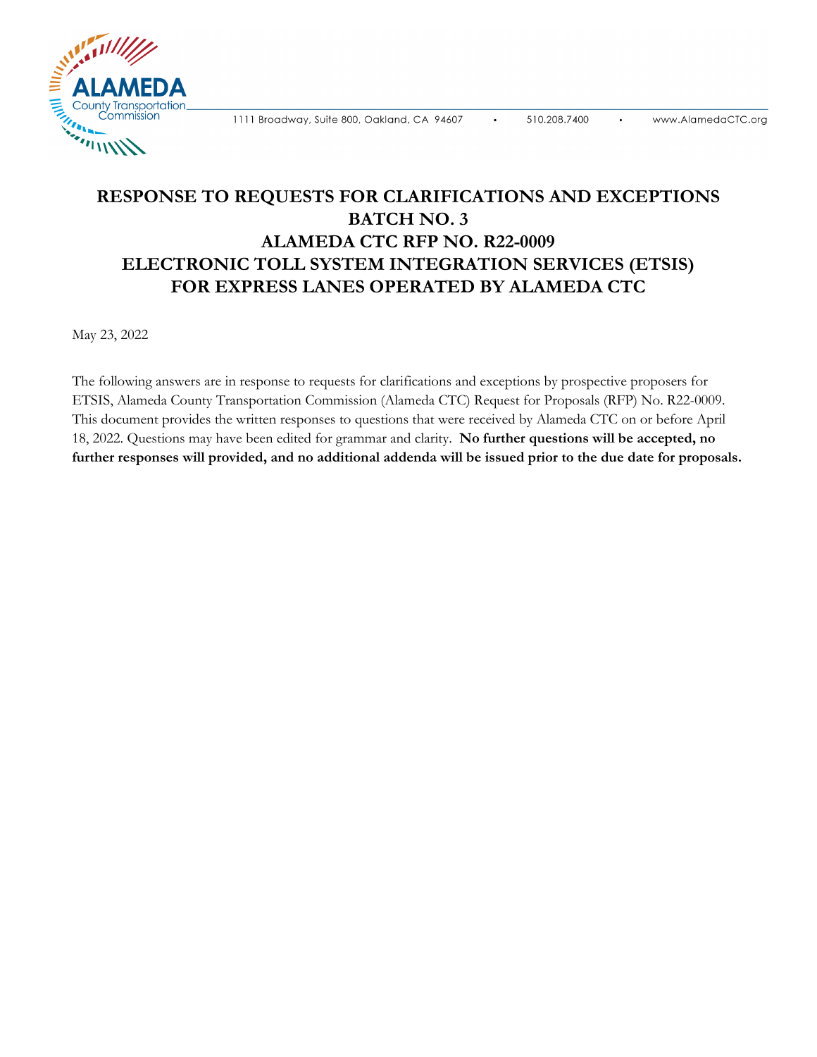# RESPONSE TO REQUESTS FOR CLARIFICATIONS AND EXCEPTIONS BATCH NO. 3 ALAMEDA CTC RFP NO. R22-0009 ELECTRONIC TOLL SYSTEM INTEGRATION SERVICES (ETSIS) FOR EXPRESS LANES OPERATED BY ALAMEDA CTC

May 23, 2022

The following answers are in response to requests for clarifications and exceptions by prospective proposers for ETSIS, Alameda County Transportation Commission (Alameda CTC) Request for Proposals (RFP) No. R22-0009. This document provides the written responses to questions that were received by Alameda CTC on or before April 18, 2022. Questions may have been edited for grammar and clarity. **No further questions will be accepted, no further responses will provided, and no additional addenda will be issued prior to the due date for proposals.**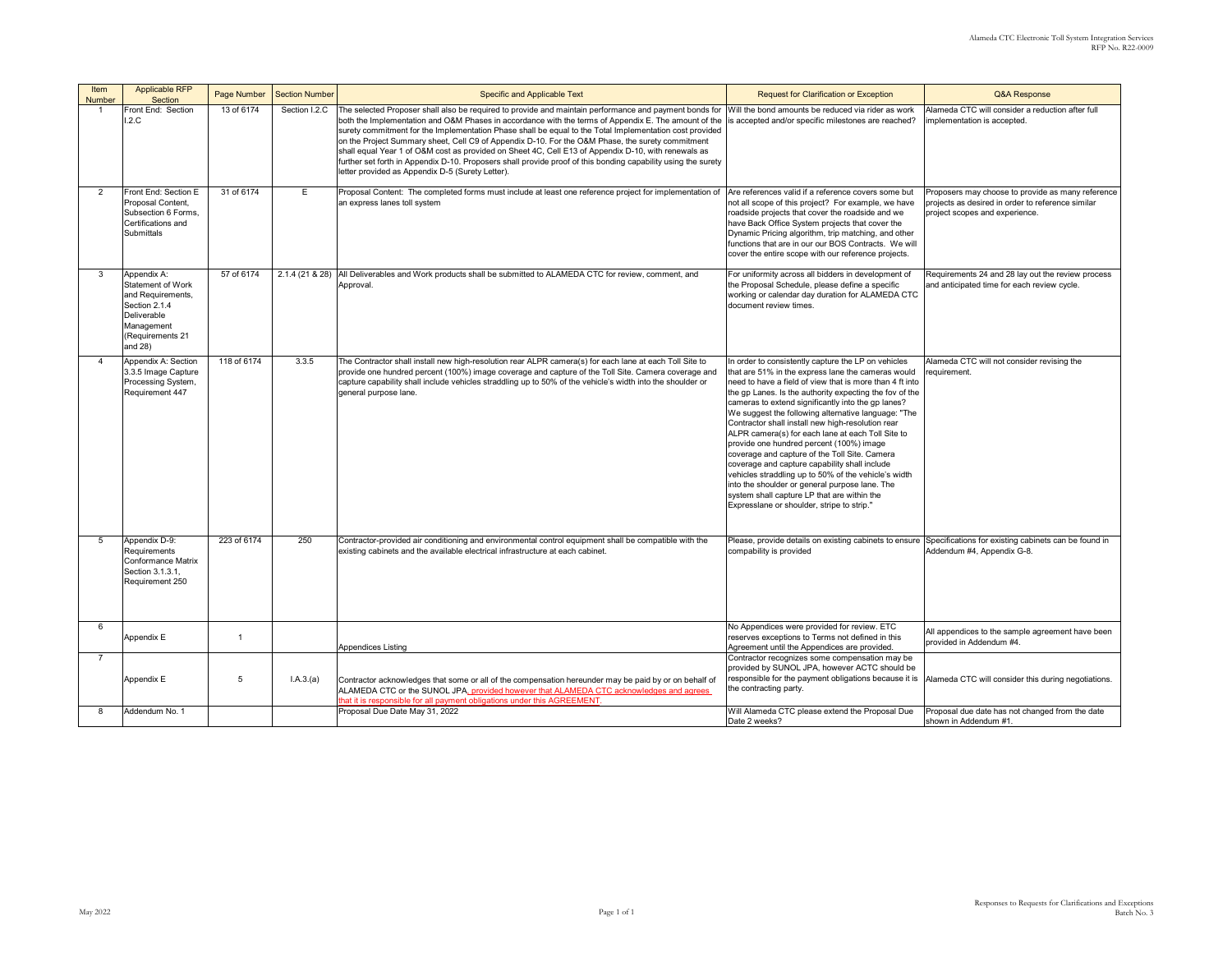| Item Number | Applicable RFP Section | Page Number | Section Number | Specific and Applicable Text | Request for Clarification or Exception | Q&A Response |
|---|---|---|---|---|---|---|
| 1 | Front End: Section I.2.C | 13 of 6174 | Section I.2.C | The selected Proposer shall also be required to provide and maintain performance and payment bonds for both the Implementation and O&M Phases in accordance with the terms of Appendix E. The amount of the surety commitment for the Implementation Phase shall be equal to the Total Implementation cost provided on the Project Summary sheet, Cell C9 of Appendix D-10. For the O&M Phase, the surety commitment shall equal Year 1 of O&M cost as provided on Sheet 4C, Cell E13 of Appendix D-10, with renewals as further set forth in Appendix D-10. Proposers shall provide proof of this bonding capability using the surety letter provided as Appendix D-5 (Surety Letter). | Will the bond amounts be reduced via rider as work is accepted and/or specific milestones are reached? | Alameda CTC will consider a reduction after full implementation is accepted. |
| 2 | Front End: Section E Proposal Content, Subsection 6 Forms, Certifications and Submittals | 31 of 6174 | E | Proposal Content: The completed forms must include at least one reference project for implementation of an express lanes toll system | Are references valid if a reference covers some but not all scope of this project? For example, we have roadside projects that cover the roadside and we have Back Office System projects that cover the Dynamic Pricing algorithm, trip matching, and other functions that are in our BOS Contracts. We will cover the entire scope with our reference projects. | Proposers may choose to provide as many reference projects as desired in order to reference similar project scopes and experience. |
| 3 | Appendix A: Statement of Work and Requirements, Section 2.1.4 Deliverable Management (Requirements 21 and 28) | 57 of 6174 | 2.1.4 (21 & 28) | All Deliverables and Work products shall be submitted to ALAMEDA CTC for review, comment, and Approval. | For uniformity across all bidders in development of the Proposal Schedule, please define a specific working or calendar day duration for ALAMEDA CTC document review times. | Requirements 24 and 28 lay out the review process and anticipated time for each review cycle. |
| 4 | Appendix A: Section 3.3.5 Image Capture Processing System, Requirement 447 | 118 of 6174 | 3.3.5 | The Contractor shall install new high-resolution rear ALPR camera(s) for each lane at each Toll Site to provide one hundred percent (100%) image coverage and capture of the Toll Site. Camera coverage and capture capability shall include vehicles straddling up to 50% of the vehicle's width into the shoulder or general purpose lane. | In order to consistently capture the LP on vehicles that are 51% in the express lane the cameras would need to have a field of view that is more than 4 ft into the gp Lanes. Is the authority expecting the fov of the cameras to extend significantly into the gp lanes? We suggest the following alternative language: "The Contractor shall install new high-resolution rear ALPR camera(s) for each lane at each Toll Site to provide one hundred percent (100%) image coverage and capture of the Toll Site. Camera coverage and capture capability shall include vehicles straddling up to 50% of the vehicle's width into the shoulder or general purpose lane. The system shall capture LP that are within the Expresslane or shoulder, stripe to strip." | Alameda CTC will not consider revising the requirement. |
| 5 | Appendix D-9: Requirements Conformance Matrix Section 3.1.3.1, Requirement 250 | 223 of 6174 | 250 | Contractor-provided air conditioning and environmental control equipment shall be compatible with the existing cabinets and the available electrical infrastructure at each cabinet. | Please, provide details on existing cabinets to ensure compability is provided | Specifications for existing cabinets can be found in Addendum #4, Appendix G-8. |
| 6 | Appendix E | 1 | | Appendices Listing | No Appendices were provided for review. ETC reserves exceptions to Terms not defined in this Agreement until the Appendices are provided. | All appendices to the sample agreement have been provided in Addendum #4. |
| 7 | Appendix E | 5 | I.A.3.(a) | Contractor acknowledges that some or all of the compensation hereunder may be paid by or on behalf of ALAMEDA CTC or the SUNOL JPA, provided however that ALAMEDA CTC acknowledges and agrees that it is responsible for all payment obligations under this AGREEMENT. | Contractor recognizes some compensation may be provided by SUNOL JPA, however ACTC should be responsible for the payment obligations because it is the contracting party. | Alameda CTC will consider this during negotiations. |
| 8 | Addendum No. 1 | | | Proposal Due Date May 31, 2022 | Will Alameda CTC please extend the Proposal Due Date 2 weeks? | Proposal due date has not changed from the date shown in Addendum #1. |